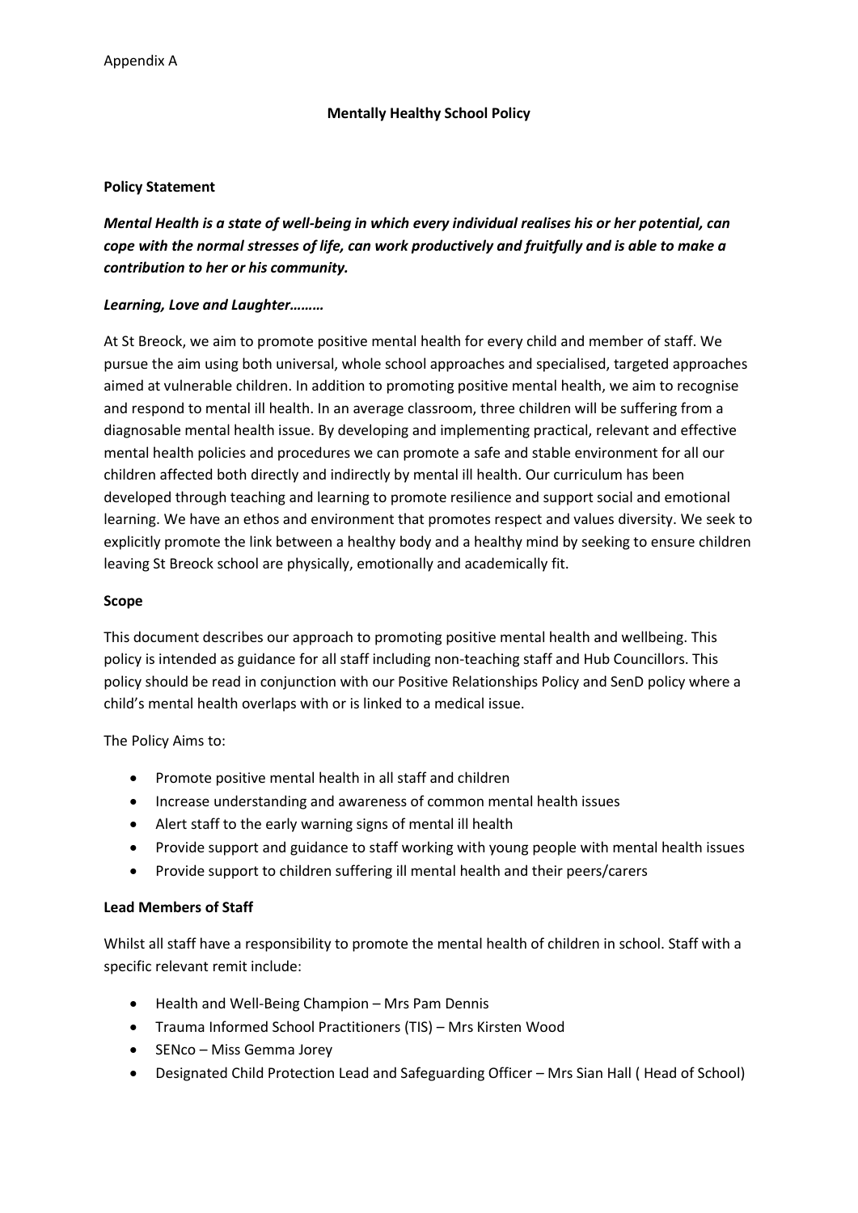Appendix A

# Mentally Healthy School Policy

## Policy Statement

***Mental Health is a state of well-being in which every individual realises his or her potential, can cope with the normal stresses of life, can work productively and fruitfully and is able to make a contribution to her or his community.***

***Learning, Love and Laughter………***

At St Breock, we aim to promote positive mental health for every child and member of staff. We pursue the aim using both universal, whole school approaches and specialised, targeted approaches aimed at vulnerable children. In addition to promoting positive mental health, we aim to recognise and respond to mental ill health. In an average classroom, three children will be suffering from a diagnosable mental health issue. By developing and implementing practical, relevant and effective mental health policies and procedures we can promote a safe and stable environment for all our children affected both directly and indirectly by mental ill health. Our curriculum has been developed through teaching and learning to promote resilience and support social and emotional learning. We have an ethos and environment that promotes respect and values diversity. We seek to explicitly promote the link between a healthy body and a healthy mind by seeking to ensure children leaving St Breock school are physically, emotionally and academically fit.

## Scope

This document describes our approach to promoting positive mental health and wellbeing. This policy is intended as guidance for all staff including non-teaching staff and Hub Councillors. This policy should be read in conjunction with our Positive Relationships Policy and SenD policy where a child's mental health overlaps with or is linked to a medical issue.

The Policy Aims to:

- Promote positive mental health in all staff and children
- Increase understanding and awareness of common mental health issues
- Alert staff to the early warning signs of mental ill health
- Provide support and guidance to staff working with young people with mental health issues
- Provide support to children suffering ill mental health and their peers/carers

## Lead Members of Staff

Whilst all staff have a responsibility to promote the mental health of children in school. Staff with a specific relevant remit include:

- Health and Well-Being Champion – Mrs Pam Dennis
- Trauma Informed School Practitioners (TIS) – Mrs Kirsten Wood
- SENco – Miss Gemma Jorey
- Designated Child Protection Lead and Safeguarding Officer – Mrs Sian Hall ( Head of School)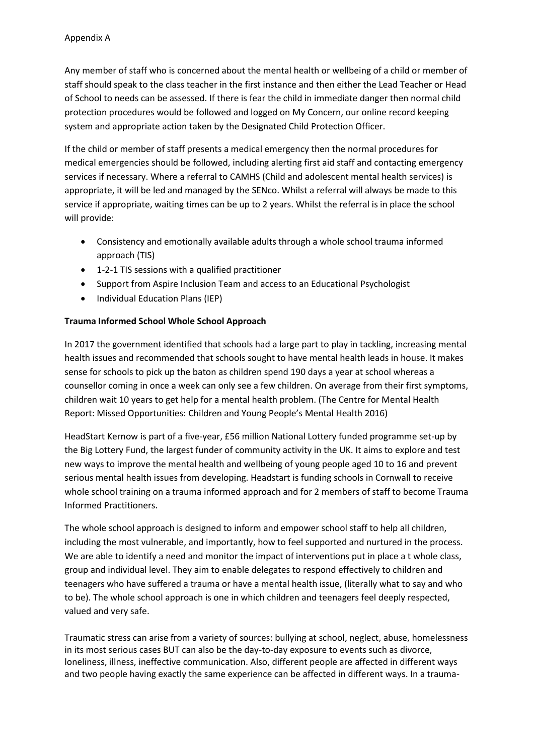Appendix A

Any member of staff who is concerned about the mental health or wellbeing of a child or member of staff should speak to the class teacher in the first instance and then either the Lead Teacher or Head of School to needs can be assessed. If there is fear the child in immediate danger then normal child protection procedures would be followed and logged on My Concern, our online record keeping system and appropriate action taken by the Designated Child Protection Officer.

If the child or member of staff presents a medical emergency then the normal procedures for medical emergencies should be followed, including alerting first aid staff and contacting emergency services if necessary. Where a referral to CAMHS (Child and adolescent mental health services) is appropriate, it will be led and managed by the SENco. Whilst a referral will always be made to this service if appropriate, waiting times can be up to 2 years. Whilst the referral is in place the school will provide:

- Consistency and emotionally available adults through a whole school trauma informed approach (TIS)
- 1-2-1 TIS sessions with a qualified practitioner
- Support from Aspire Inclusion Team and access to an Educational Psychologist
- Individual Education Plans (IEP)

**Trauma Informed School Whole School Approach**

In 2017 the government identified that schools had a large part to play in tackling, increasing mental health issues and recommended that schools sought to have mental health leads in house. It makes sense for schools to pick up the baton as children spend 190 days a year at school whereas a counsellor coming in once a week can only see a few children. On average from their first symptoms, children wait 10 years to get help for a mental health problem. (The Centre for Mental Health Report: Missed Opportunities: Children and Young People's Mental Health 2016)

HeadStart Kernow is part of a five-year, £56 million National Lottery funded programme set-up by the Big Lottery Fund, the largest funder of community activity in the UK. It aims to explore and test new ways to improve the mental health and wellbeing of young people aged 10 to 16 and prevent serious mental health issues from developing. Headstart is funding schools in Cornwall to receive whole school training on a trauma informed approach and for 2 members of staff to become Trauma Informed Practitioners.

The whole school approach is designed to inform and empower school staff to help all children, including the most vulnerable, and importantly, how to feel supported and nurtured in the process. We are able to identify a need and monitor the impact of interventions put in place a t whole class, group and individual level. They aim to enable delegates to respond effectively to children and teenagers who have suffered a trauma or have a mental health issue, (literally what to say and who to be). The whole school approach is one in which children and teenagers feel deeply respected, valued and very safe.

Traumatic stress can arise from a variety of sources: bullying at school, neglect, abuse, homelessness in its most serious cases BUT can also be the day-to-day exposure to events such as divorce, loneliness, illness, ineffective communication. Also, different people are affected in different ways and two people having exactly the same experience can be affected in different ways. In a trauma-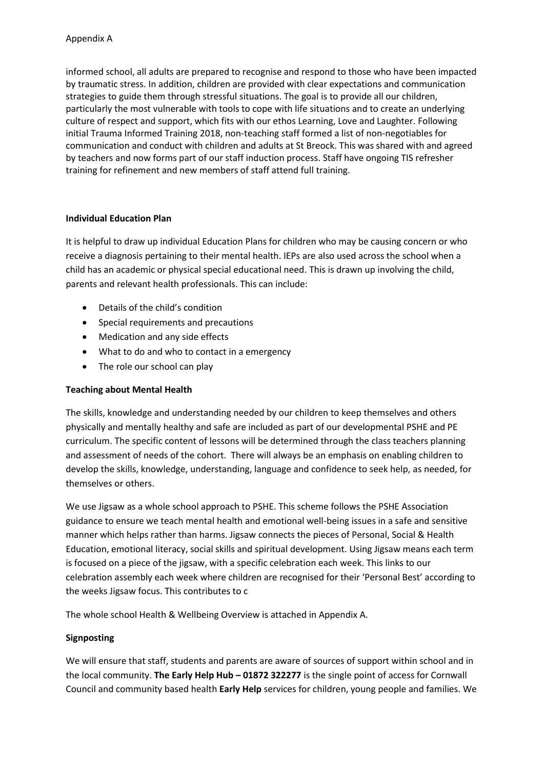informed school, all adults are prepared to recognise and respond to those who have been impacted by traumatic stress. In addition, children are provided with clear expectations and communication strategies to guide them through stressful situations. The goal is to provide all our children, particularly the most vulnerable with tools to cope with life situations and to create an underlying culture of respect and support, which fits with our ethos Learning, Love and Laughter. Following initial Trauma Informed Training 2018, non-teaching staff formed a list of non-negotiables for communication and conduct with children and adults at St Breock. This was shared with and agreed by teachers and now forms part of our staff induction process. Staff have ongoing TIS refresher training for refinement and new members of staff attend full training.

**Individual Education Plan**

It is helpful to draw up individual Education Plans for children who may be causing concern or who receive a diagnosis pertaining to their mental health. IEPs are also used across the school when a child has an academic or physical special educational need. This is drawn up involving the child, parents and relevant health professionals. This can include:

- Details of the child's condition
- Special requirements and precautions
- Medication and any side effects
- What to do and who to contact in a emergency
- The role our school can play

**Teaching about Mental Health**

The skills, knowledge and understanding needed by our children to keep themselves and others physically and mentally healthy and safe are included as part of our developmental PSHE and PE curriculum. The specific content of lessons will be determined through the class teachers planning and assessment of needs of the cohort. There will always be an emphasis on enabling children to develop the skills, knowledge, understanding, language and confidence to seek help, as needed, for themselves or others.

We use Jigsaw as a whole school approach to PSHE. This scheme follows the PSHE Association guidance to ensure we teach mental health and emotional well-being issues in a safe and sensitive manner which helps rather than harms. Jigsaw connects the pieces of Personal, Social & Health Education, emotional literacy, social skills and spiritual development. Using Jigsaw means each term is focused on a piece of the jigsaw, with a specific celebration each week. This links to our celebration assembly each week where children are recognised for their 'Personal Best' according to the weeks Jigsaw focus. This contributes to c

The whole school Health & Wellbeing Overview is attached in Appendix A.

**Signposting**

We will ensure that staff, students and parents are aware of sources of support within school and in the local community. **The Early Help Hub – 01872 322277** is the single point of access for Cornwall Council and community based health **Early Help** services for children, young people and families. We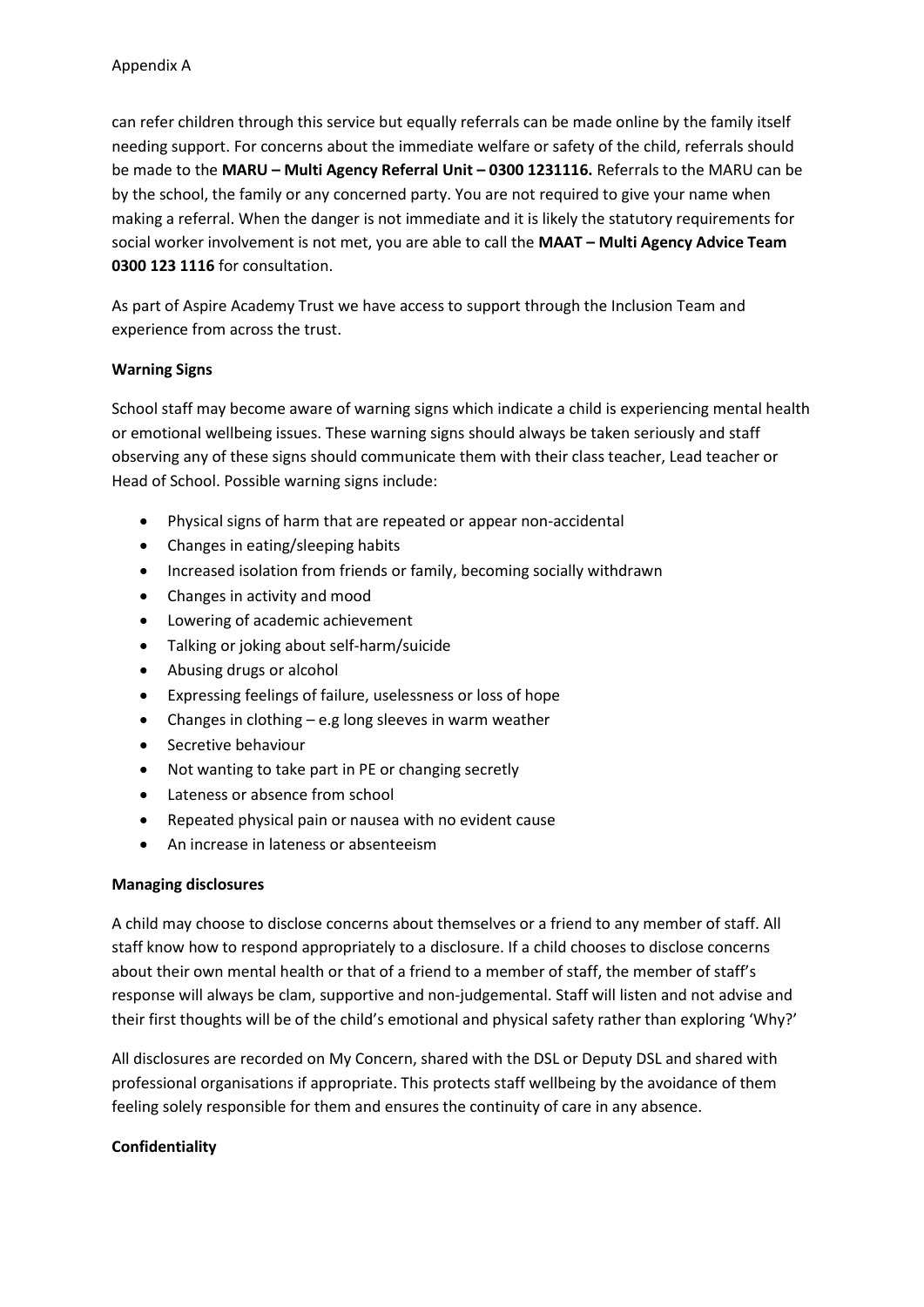can refer children through this service but equally referrals can be made online by the family itself needing support. For concerns about the immediate welfare or safety of the child, referrals should be made to the **MARU – Multi Agency Referral Unit – 0300 1231116.** Referrals to the MARU can be by the school, the family or any concerned party. You are not required to give your name when making a referral. When the danger is not immediate and it is likely the statutory requirements for social worker involvement is not met, you are able to call the **MAAT – Multi Agency Advice Team 0300 123 1116** for consultation.

As part of Aspire Academy Trust we have access to support through the Inclusion Team and experience from across the trust.

**Warning Signs**

School staff may become aware of warning signs which indicate a child is experiencing mental health or emotional wellbeing issues. These warning signs should always be taken seriously and staff observing any of these signs should communicate them with their class teacher, Lead teacher or Head of School. Possible warning signs include:

- Physical signs of harm that are repeated or appear non-accidental
- Changes in eating/sleeping habits
- Increased isolation from friends or family, becoming socially withdrawn
- Changes in activity and mood
- Lowering of academic achievement
- Talking or joking about self-harm/suicide
- Abusing drugs or alcohol
- Expressing feelings of failure, uselessness or loss of hope
- Changes in clothing – e.g long sleeves in warm weather
- Secretive behaviour
- Not wanting to take part in PE or changing secretly
- Lateness or absence from school
- Repeated physical pain or nausea with no evident cause
- An increase in lateness or absenteeism

**Managing disclosures**

A child may choose to disclose concerns about themselves or a friend to any member of staff. All staff know how to respond appropriately to a disclosure. If a child chooses to disclose concerns about their own mental health or that of a friend to a member of staff, the member of staff's response will always be clam, supportive and non-judgemental. Staff will listen and not advise and their first thoughts will be of the child's emotional and physical safety rather than exploring 'Why?'

All disclosures are recorded on My Concern, shared with the DSL or Deputy DSL and shared with professional organisations if appropriate. This protects staff wellbeing by the avoidance of them feeling solely responsible for them and ensures the continuity of care in any absence.

**Confidentiality**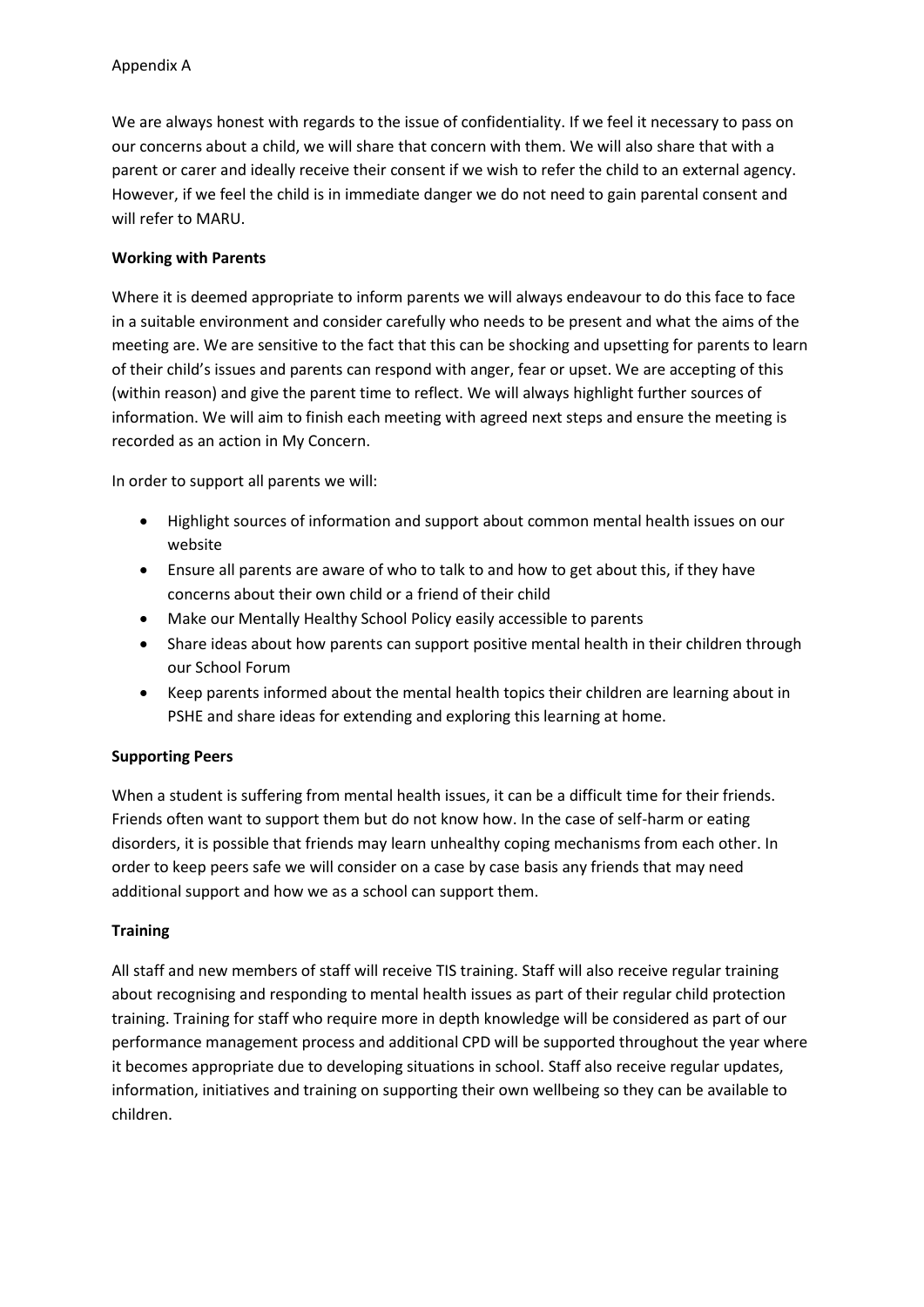Appendix A

We are always honest with regards to the issue of confidentiality. If we feel it necessary to pass on our concerns about a child, we will share that concern with them. We will also share that with a parent or carer and ideally receive their consent if we wish to refer the child to an external agency. However, if we feel the child is in immediate danger we do not need to gain parental consent and will refer to MARU.

**Working with Parents**

Where it is deemed appropriate to inform parents we will always endeavour to do this face to face in a suitable environment and consider carefully who needs to be present and what the aims of the meeting are. We are sensitive to the fact that this can be shocking and upsetting for parents to learn of their child's issues and parents can respond with anger, fear or upset. We are accepting of this (within reason) and give the parent time to reflect. We will always highlight further sources of information. We will aim to finish each meeting with agreed next steps and ensure the meeting is recorded as an action in My Concern.

In order to support all parents we will:

- Highlight sources of information and support about common mental health issues on our website
- Ensure all parents are aware of who to talk to and how to get about this, if they have concerns about their own child or a friend of their child
- Make our Mentally Healthy School Policy easily accessible to parents
- Share ideas about how parents can support positive mental health in their children through our School Forum
- Keep parents informed about the mental health topics their children are learning about in PSHE and share ideas for extending and exploring this learning at home.

**Supporting Peers**

When a student is suffering from mental health issues, it can be a difficult time for their friends. Friends often want to support them but do not know how. In the case of self-harm or eating disorders, it is possible that friends may learn unhealthy coping mechanisms from each other. In order to keep peers safe we will consider on a case by case basis any friends that may need additional support and how we as a school can support them.

**Training**

All staff and new members of staff will receive TIS training. Staff will also receive regular training about recognising and responding to mental health issues as part of their regular child protection training. Training for staff who require more in depth knowledge will be considered as part of our performance management process and additional CPD will be supported throughout the year where it becomes appropriate due to developing situations in school. Staff also receive regular updates, information, initiatives and training on supporting their own wellbeing so they can be available to children.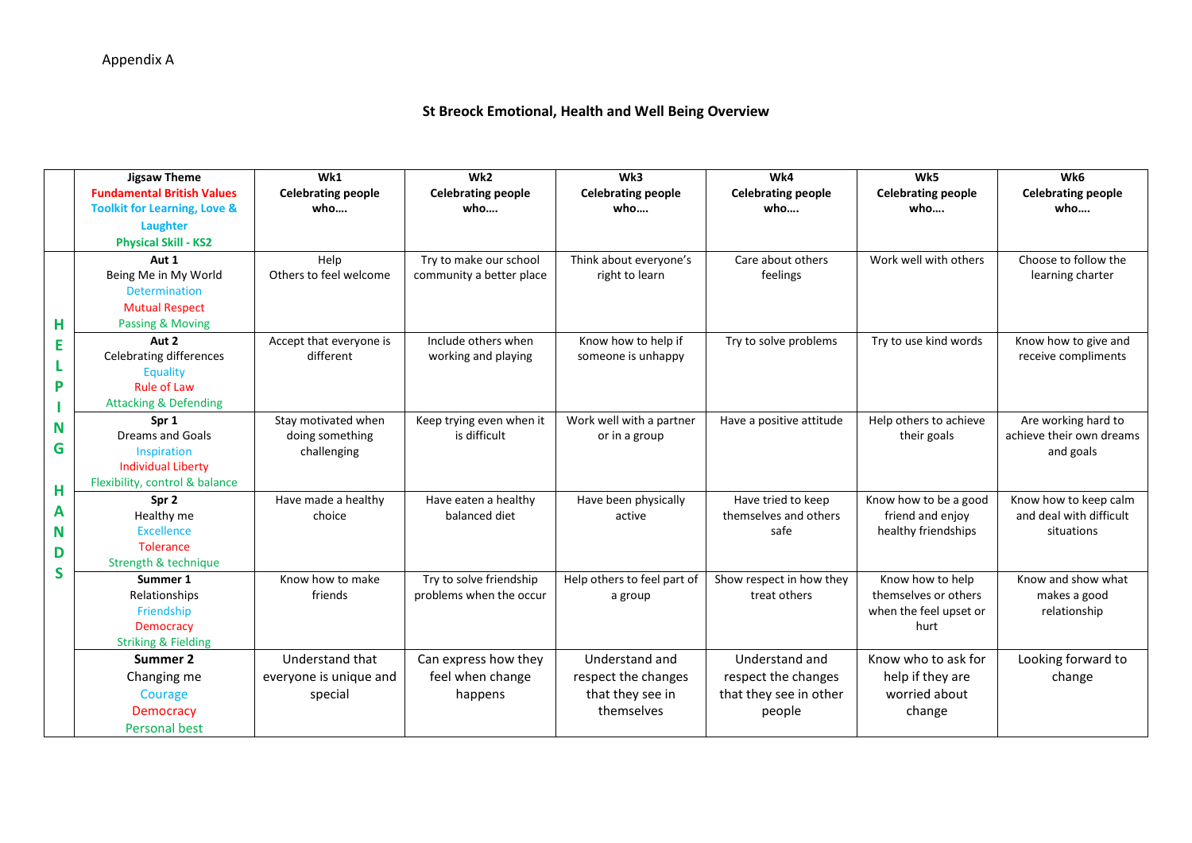Appendix A

## St Breock Emotional, Health and Well Being Overview

| | Jigsaw Theme<br>Fundamental British Values<br>Toolkit for Learning, Love & Laughter<br>Physical Skill - KS2 | Wk1<br>Celebrating people who…. | Wk2<br>Celebrating people who…. | Wk3<br>Celebrating people who…. | Wk4<br>Celebrating people who…. | Wk5<br>Celebrating people who…. | Wk6<br>Celebrating people who…. |
|---|---|---|---|---|---|---|---|
| HELPING HANDS | **Aut 1**<br>Being Me in My World<br>Determination<br>Mutual Respect<br>Passing & Moving | Help Others to feel welcome | Try to make our school community a better place | Think about everyone's right to learn | Care about others feelings | Work well with others | Choose to follow the learning charter |
| | **Aut 2**<br>Celebrating differences<br>Equality<br>Rule of Law<br>Attacking & Defending | Accept that everyone is different | Include others when working and playing | Know how to help if someone is unhappy | Try to solve problems | Try to use kind words | Know how to give and receive compliments |
| | **Spr 1**<br>Dreams and Goals<br>Inspiration<br>Individual Liberty<br>Flexibility, control & balance | Stay motivated when doing something challenging | Keep trying even when it is difficult | Work well with a partner or in a group | Have a positive attitude | Help others to achieve their goals | Are working hard to achieve their own dreams and goals |
| | **Spr 2**<br>Healthy me<br>Excellence<br>Tolerance<br>Strength & technique | Have made a healthy choice | Have eaten a healthy balanced diet | Have been physically active | Have tried to keep themselves and others safe | Know how to be a good friend and enjoy healthy friendships | Know how to keep calm and deal with difficult situations |
| | **Summer 1**<br>Relationships<br>Friendship<br>Democracy<br>Striking & Fielding | Know how to make friends | Try to solve friendship problems when the occur | Help others to feel part of a group | Show respect in how they treat others | Know how to help themselves or others when the feel upset or hurt | Know and show what makes a good relationship |
| | **Summer 2**<br>Changing me<br>Courage<br>Democracy<br>Personal best | Understand that everyone is unique and special | Can express how they feel when change happens | Understand and respect the changes that they see in themselves | Understand and respect the changes that they see in other people | Know who to ask for help if they are worried about change | Looking forward to change |